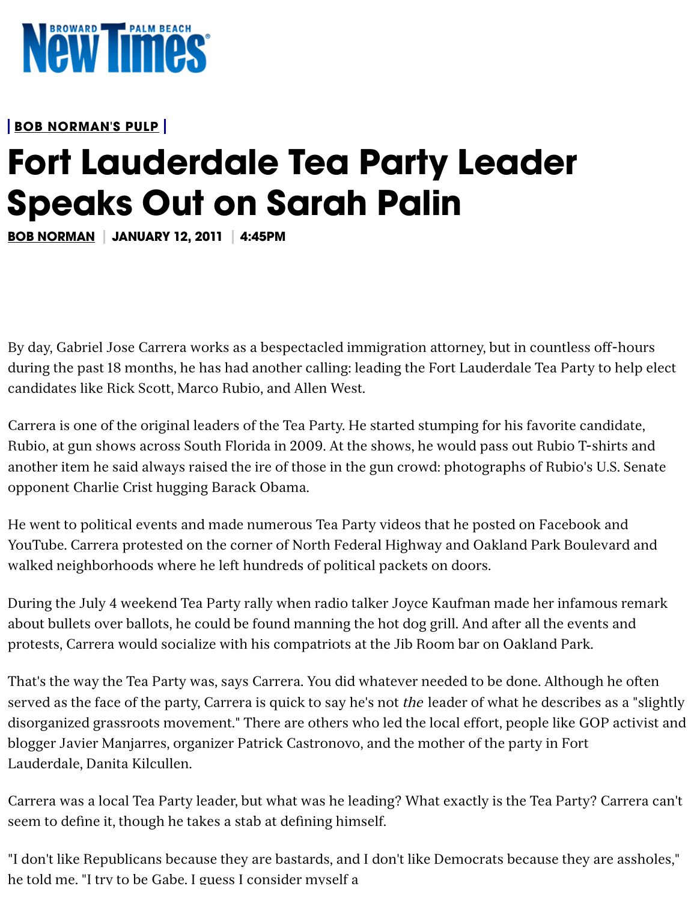**BROWARD PALM BEACH New Times**

**BOB NORMAN'S PULP**

# Fort Lauderdale Tea Party Leader Speaks Out on Sarah Palin

**BOB NORMAN | JANUARY 12, 2011 | 4:45PM**

By day, Gabriel Jose Carrera works as a bespectacled immigration attorney, but in countless off-hours during the past 18 months, he has had another calling: leading the Fort Lauderdale Tea Party to help elect candidates like Rick Scott, Marco Rubio, and Allen West.

Carrera is one of the original leaders of the Tea Party. He started stumping for his favorite candidate, Rubio, at gun shows across South Florida in 2009. At the shows, he would pass out Rubio T-shirts and another item he said always raised the ire of those in the gun crowd: photographs of Rubio's U.S. Senate opponent Charlie Crist hugging Barack Obama.

He went to political events and made numerous Tea Party videos that he posted on Facebook and YouTube. Carrera protested on the corner of North Federal Highway and Oakland Park Boulevard and walked neighborhoods where he left hundreds of political packets on doors.

During the July 4 weekend Tea Party rally when radio talker Joyce Kaufman made her infamous remark about bullets over ballots, he could be found manning the hot dog grill. And after all the events and protests, Carrera would socialize with his compatriots at the Jib Room bar on Oakland Park.

That's the way the Tea Party was, says Carrera. You did whatever needed to be done. Although he often served as the face of the party, Carrera is quick to say he's not *the* leader of what he describes as a "slightly disorganized grassroots movement." There are others who led the local effort, people like GOP activist and blogger Javier Manjarres, organizer Patrick Castronovo, and the mother of the party in Fort Lauderdale, Danita Kilcullen.

Carrera was a local Tea Party leader, but what was he leading? What exactly is the Tea Party? Carrera can't seem to define it, though he takes a stab at defining himself.

"I don't like Republicans because they are bastards, and I don't like Democrats because they are assholes," he told me. "I try to be Gabe. I guess I consider myself a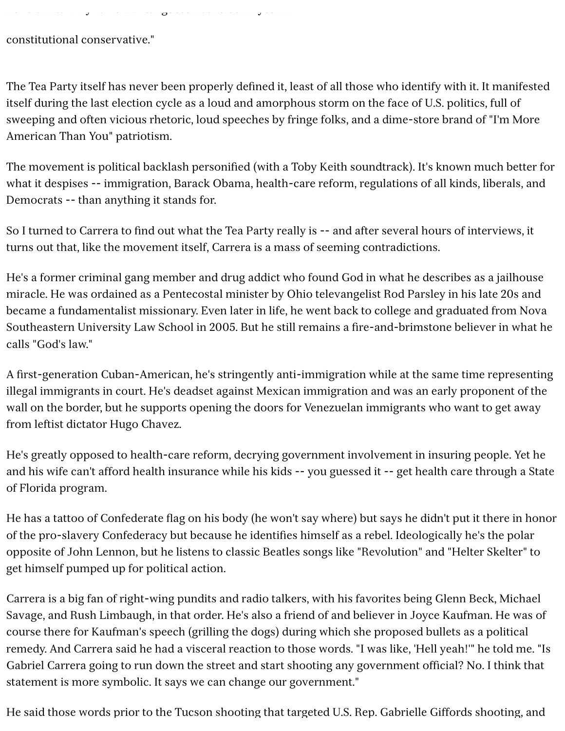constitutional conservative."

The Tea Party itself has never been properly defined it, least of all those who identify with it. It manifested itself during the last election cycle as a loud and amorphous storm on the face of U.S. politics, full of sweeping and often vicious rhetoric, loud speeches by fringe folks, and a dime-store brand of "I'm More American Than You" patriotism.

The movement is political backlash personified (with a Toby Keith soundtrack). It's known much better for what it despises -- immigration, Barack Obama, health-care reform, regulations of all kinds, liberals, and Democrats -- than anything it stands for.

So I turned to Carrera to find out what the Tea Party really is -- and after several hours of interviews, it turns out that, like the movement itself, Carrera is a mass of seeming contradictions.

He's a former criminal gang member and drug addict who found God in what he describes as a jailhouse miracle. He was ordained as a Pentecostal minister by Ohio televangelist Rod Parsley in his late 20s and became a fundamentalist missionary. Even later in life, he went back to college and graduated from Nova Southeastern University Law School in 2005. But he still remains a fire-and-brimstone believer in what he calls "God's law."

A first-generation Cuban-American, he's stringently anti-immigration while at the same time representing illegal immigrants in court. He's deadset against Mexican immigration and was an early proponent of the wall on the border, but he supports opening the doors for Venezuelan immigrants who want to get away from leftist dictator Hugo Chavez.

He's greatly opposed to health-care reform, decrying government involvement in insuring people. Yet he and his wife can't afford health insurance while his kids -- you guessed it -- get health care through a State of Florida program.

He has a tattoo of Confederate flag on his body (he won't say where) but says he didn't put it there in honor of the pro-slavery Confederacy but because he identifies himself as a rebel. Ideologically he's the polar opposite of John Lennon, but he listens to classic Beatles songs like "Revolution" and "Helter Skelter" to get himself pumped up for political action.

Carrera is a big fan of right-wing pundits and radio talkers, with his favorites being Glenn Beck, Michael Savage, and Rush Limbaugh, in that order. He's also a friend of and believer in Joyce Kaufman. He was of course there for Kaufman's speech (grilling the dogs) during which she proposed bullets as a political remedy. And Carrera said he had a visceral reaction to those words. "I was like, 'Hell yeah!'" he told me. "Is Gabriel Carrera going to run down the street and start shooting any government official? No. I think that statement is more symbolic. It says we can change our government."

He said those words prior to the Tucson shooting that targeted U.S. Rep. Gabrielle Giffords shooting, and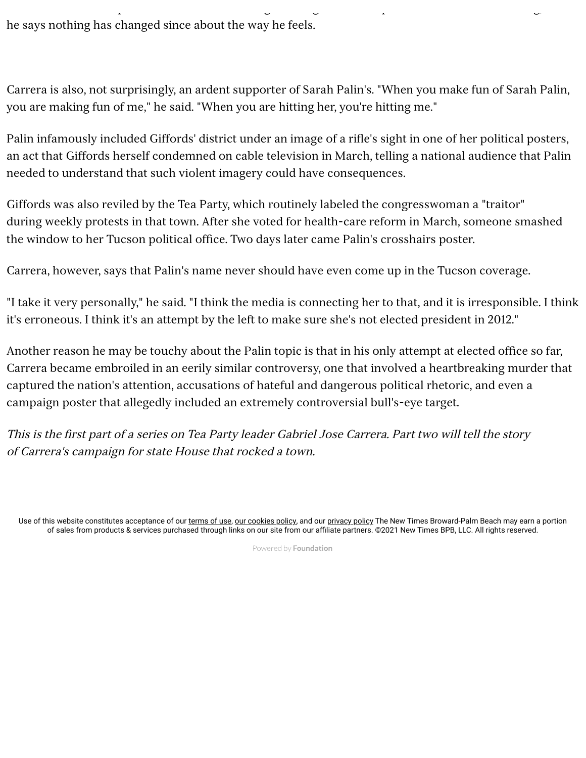he says nothing has changed since about the way he feels.

Carrera is also, not surprisingly, an ardent supporter of Sarah Palin's. "When you make fun of Sarah Palin, you are making fun of me," he said. "When you are hitting her, you're hitting me."

Palin infamously included Giffords' district under an image of a rifle's sight in one of her political posters, an act that Giffords herself condemned on cable television in March, telling a national audience that Palin needed to understand that such violent imagery could have consequences.

Giffords was also reviled by the Tea Party, which routinely labeled the congresswoman a "traitor" during weekly protests in that town. After she voted for health-care reform in March, someone smashed the window to her Tucson political office. Two days later came Palin's crosshairs poster.

Carrera, however, says that Palin's name never should have even come up in the Tucson coverage.

"I take it very personally," he said. "I think the media is connecting her to that, and it is irresponsible. I think it's erroneous. I think it's an attempt by the left to make sure she's not elected president in 2012."

Another reason he may be touchy about the Palin topic is that in his only attempt at elected office so far, Carrera became embroiled in an eerily similar controversy, one that involved a heartbreaking murder that captured the nation's attention, accusations of hateful and dangerous political rhetoric, and even a campaign poster that allegedly included an extremely controversial bull's-eye target.

*This is the first part of a series on Tea Party leader Gabriel Jose Carrera. Part two will tell the story of Carrera's campaign for state House that rocked a town.*

Use of this website constitutes acceptance of our terms of use, our cookies policy, and our privacy policy The New Times Broward-Palm Beach may earn a portion of sales from products & services purchased through links on our site from our affiliate partners. ©2021 New Times BPB, LLC. All rights reserved.

Powered by Foundation